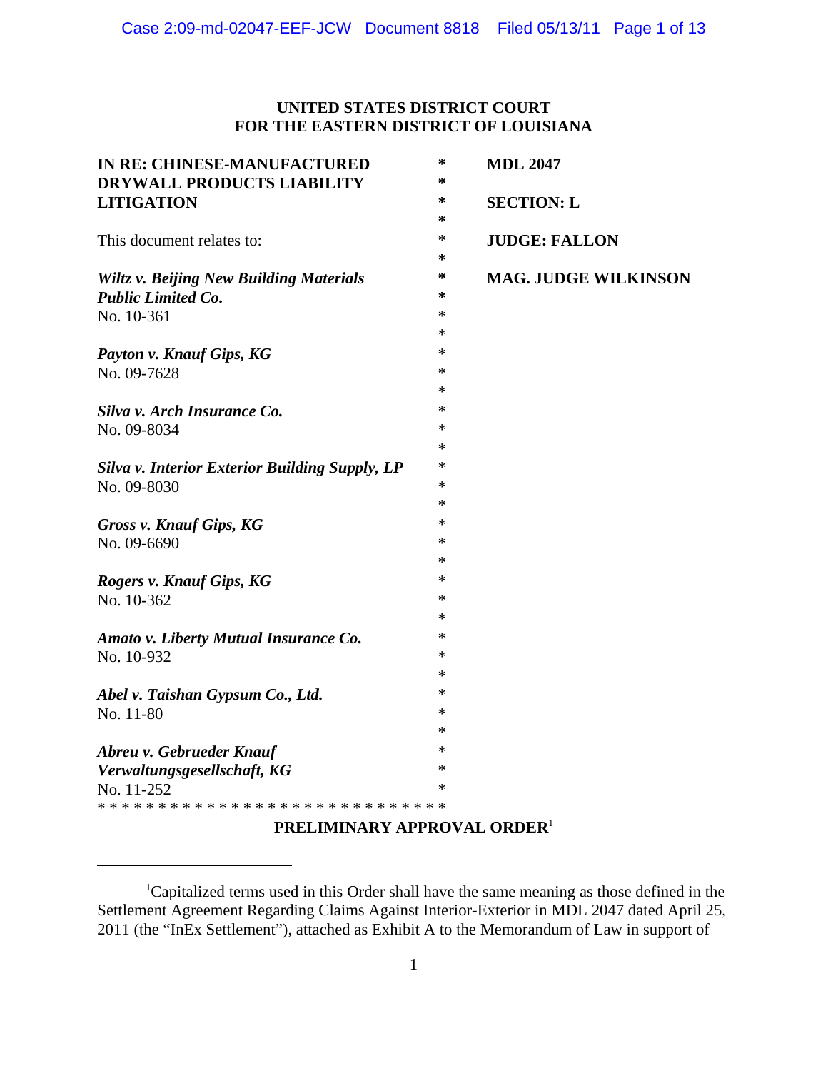**UNITED STATES DISTRICT COURT**
**FOR THE EASTERN DISTRICT OF LOUISIANA**

| | | |
|---|---|---|
| **IN RE: CHINESE-MANUFACTURED DRYWALL PRODUCTS LIABILITY LITIGATION** | * | **MDL 2047** |
| | * | **SECTION: L** |
| This document relates to: | * | **JUDGE: FALLON** |
| *Wiltz v. Beijing New Building Materials Public Limited Co.* No. 10-361 | * | **MAG. JUDGE WILKINSON** |
| *Payton v. Knauf Gips, KG* No. 09-7628 | * | |
| *Silva v. Arch Insurance Co.* No. 09-8034 | * | |
| *Silva v. Interior Exterior Building Supply, LP* No. 09-8030 | * | |
| *Gross v. Knauf Gips, KG* No. 09-6690 | * | |
| *Rogers v. Knauf Gips, KG* No. 10-362 | * | |
| *Amato v. Liberty Mutual Insurance Co.* No. 10-932 | * | |
| *Abel v. Taishan Gypsum Co., Ltd.* No. 11-80 | * | |
| *Abreu v. Gebrueder Knauf Verwaltungsgesellschaft, KG* No. 11-252 | * | |

* * * * * * * * * * * * * * * * * * * * * * * * * * * * * *

**PRELIMINARY APPROVAL ORDER**[1]

---

[1] Capitalized terms used in this Order shall have the same meaning as those defined in the Settlement Agreement Regarding Claims Against Interior-Exterior in MDL 2047 dated April 25, 2011 (the "InEx Settlement"), attached as Exhibit A to the Memorandum of Law in support of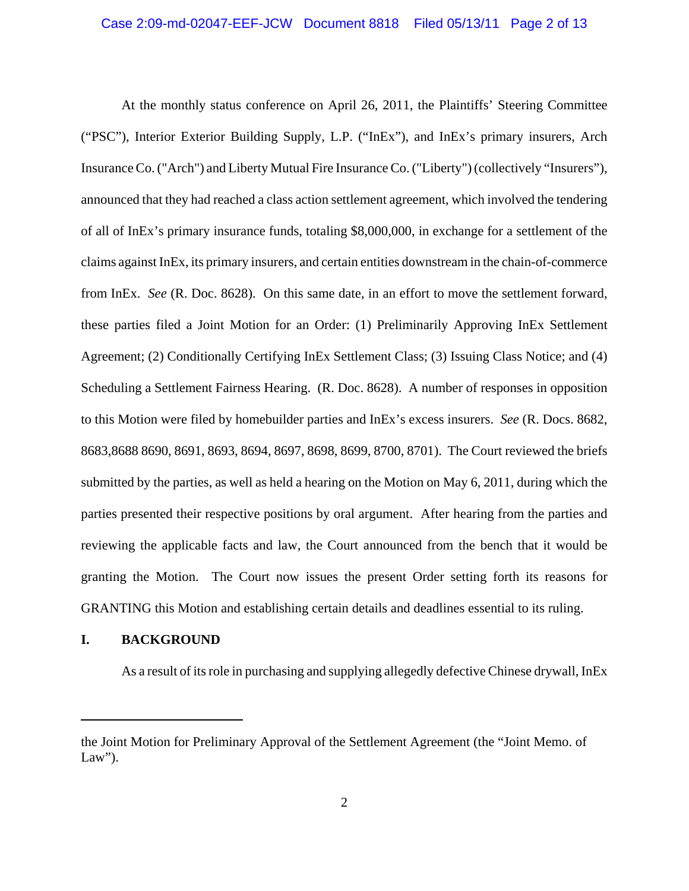At the monthly status conference on April 26, 2011, the Plaintiffs' Steering Committee ("PSC"), Interior Exterior Building Supply, L.P. ("InEx"), and InEx's primary insurers, Arch Insurance Co. ("Arch") and Liberty Mutual Fire Insurance Co. ("Liberty") (collectively "Insurers"), announced that they had reached a class action settlement agreement, which involved the tendering of all of InEx's primary insurance funds, totaling $8,000,000, in exchange for a settlement of the claims against InEx, its primary insurers, and certain entities downstream in the chain-of-commerce from InEx. *See* (R. Doc. 8628). On this same date, in an effort to move the settlement forward, these parties filed a Joint Motion for an Order: (1) Preliminarily Approving InEx Settlement Agreement; (2) Conditionally Certifying InEx Settlement Class; (3) Issuing Class Notice; and (4) Scheduling a Settlement Fairness Hearing. (R. Doc. 8628). A number of responses in opposition to this Motion were filed by homebuilder parties and InEx's excess insurers. *See* (R. Docs. 8682, 8683,8688 8690, 8691, 8693, 8694, 8697, 8698, 8699, 8700, 8701). The Court reviewed the briefs submitted by the parties, as well as held a hearing on the Motion on May 6, 2011, during which the parties presented their respective positions by oral argument. After hearing from the parties and reviewing the applicable facts and law, the Court announced from the bench that it would be granting the Motion. The Court now issues the present Order setting forth its reasons for GRANTING this Motion and establishing certain details and deadlines essential to its ruling.

## I. BACKGROUND

As a result of its role in purchasing and supplying allegedly defective Chinese drywall, InEx

---

the Joint Motion for Preliminary Approval of the Settlement Agreement (the "Joint Memo. of Law").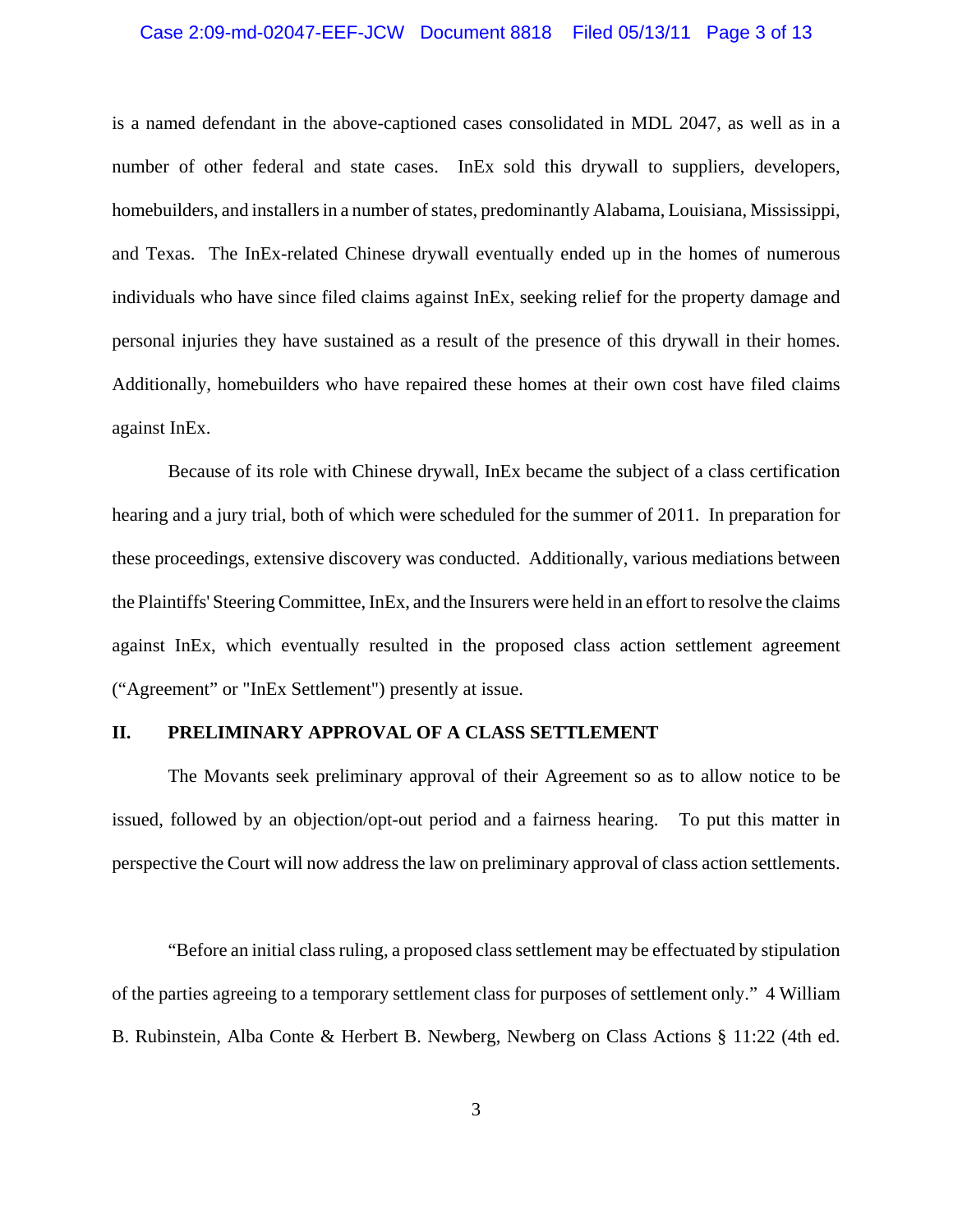is a named defendant in the above-captioned cases consolidated in MDL 2047, as well as in a number of other federal and state cases. InEx sold this drywall to suppliers, developers, homebuilders, and installers in a number of states, predominantly Alabama, Louisiana, Mississippi, and Texas. The InEx-related Chinese drywall eventually ended up in the homes of numerous individuals who have since filed claims against InEx, seeking relief for the property damage and personal injuries they have sustained as a result of the presence of this drywall in their homes. Additionally, homebuilders who have repaired these homes at their own cost have filed claims against InEx.

Because of its role with Chinese drywall, InEx became the subject of a class certification hearing and a jury trial, both of which were scheduled for the summer of 2011. In preparation for these proceedings, extensive discovery was conducted. Additionally, various mediations between the Plaintiffs' Steering Committee, InEx, and the Insurers were held in an effort to resolve the claims against InEx, which eventually resulted in the proposed class action settlement agreement ("Agreement" or "InEx Settlement") presently at issue.

## II. PRELIMINARY APPROVAL OF A CLASS SETTLEMENT

The Movants seek preliminary approval of their Agreement so as to allow notice to be issued, followed by an objection/opt-out period and a fairness hearing. To put this matter in perspective the Court will now address the law on preliminary approval of class action settlements.

"Before an initial class ruling, a proposed class settlement may be effectuated by stipulation of the parties agreeing to a temporary settlement class for purposes of settlement only." 4 William B. Rubinstein, Alba Conte & Herbert B. Newberg, Newberg on Class Actions § 11:22 (4th ed.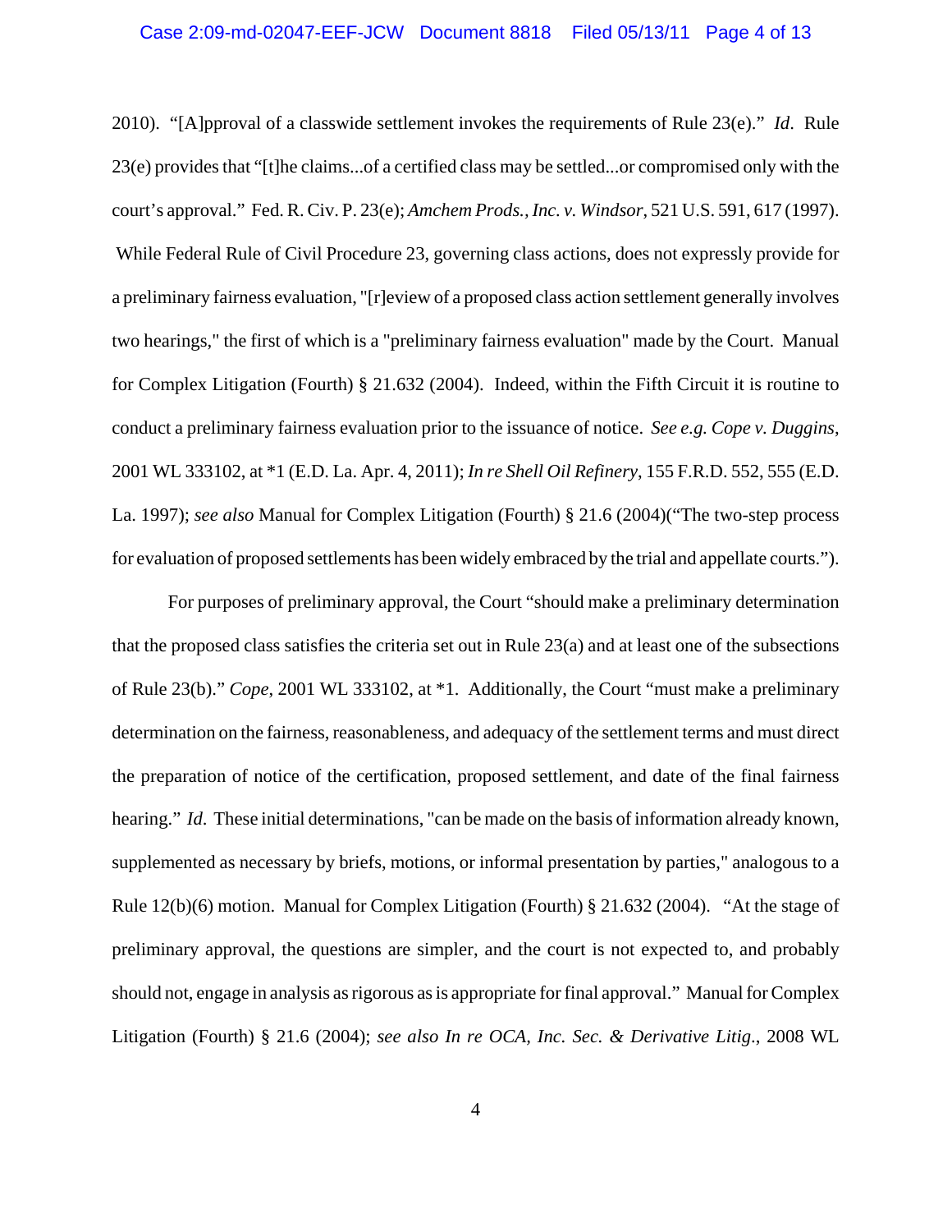2010). "[A]pproval of a classwide settlement invokes the requirements of Rule 23(e)." *Id*. Rule 23(e) provides that "[t]he claims...of a certified class may be settled...or compromised only with the court's approval." Fed. R. Civ. P. 23(e); *Amchem Prods., Inc. v. Windsor*, 521 U.S. 591, 617 (1997). While Federal Rule of Civil Procedure 23, governing class actions, does not expressly provide for a preliminary fairness evaluation, "[r]eview of a proposed class action settlement generally involves two hearings," the first of which is a "preliminary fairness evaluation" made by the Court. Manual for Complex Litigation (Fourth) § 21.632 (2004). Indeed, within the Fifth Circuit it is routine to conduct a preliminary fairness evaluation prior to the issuance of notice. *See e.g. Cope v. Duggins*, 2001 WL 333102, at *1 (E.D. La. Apr. 4, 2011); *In re Shell Oil Refinery*, 155 F.R.D. 552, 555 (E.D. La. 1997); *see also* Manual for Complex Litigation (Fourth) § 21.6 (2004)("The two-step process for evaluation of proposed settlements has been widely embraced by the trial and appellate courts.").

For purposes of preliminary approval, the Court "should make a preliminary determination that the proposed class satisfies the criteria set out in Rule 23(a) and at least one of the subsections of Rule 23(b)." *Cope*, 2001 WL 333102, at *1. Additionally, the Court "must make a preliminary determination on the fairness, reasonableness, and adequacy of the settlement terms and must direct the preparation of notice of the certification, proposed settlement, and date of the final fairness hearing." *Id*. These initial determinations, "can be made on the basis of information already known, supplemented as necessary by briefs, motions, or informal presentation by parties," analogous to a Rule 12(b)(6) motion. Manual for Complex Litigation (Fourth) § 21.632 (2004). "At the stage of preliminary approval, the questions are simpler, and the court is not expected to, and probably should not, engage in analysis as rigorous as is appropriate for final approval." Manual for Complex Litigation (Fourth) § 21.6 (2004); *see also In re OCA, Inc. Sec. & Derivative Litig.*, 2008 WL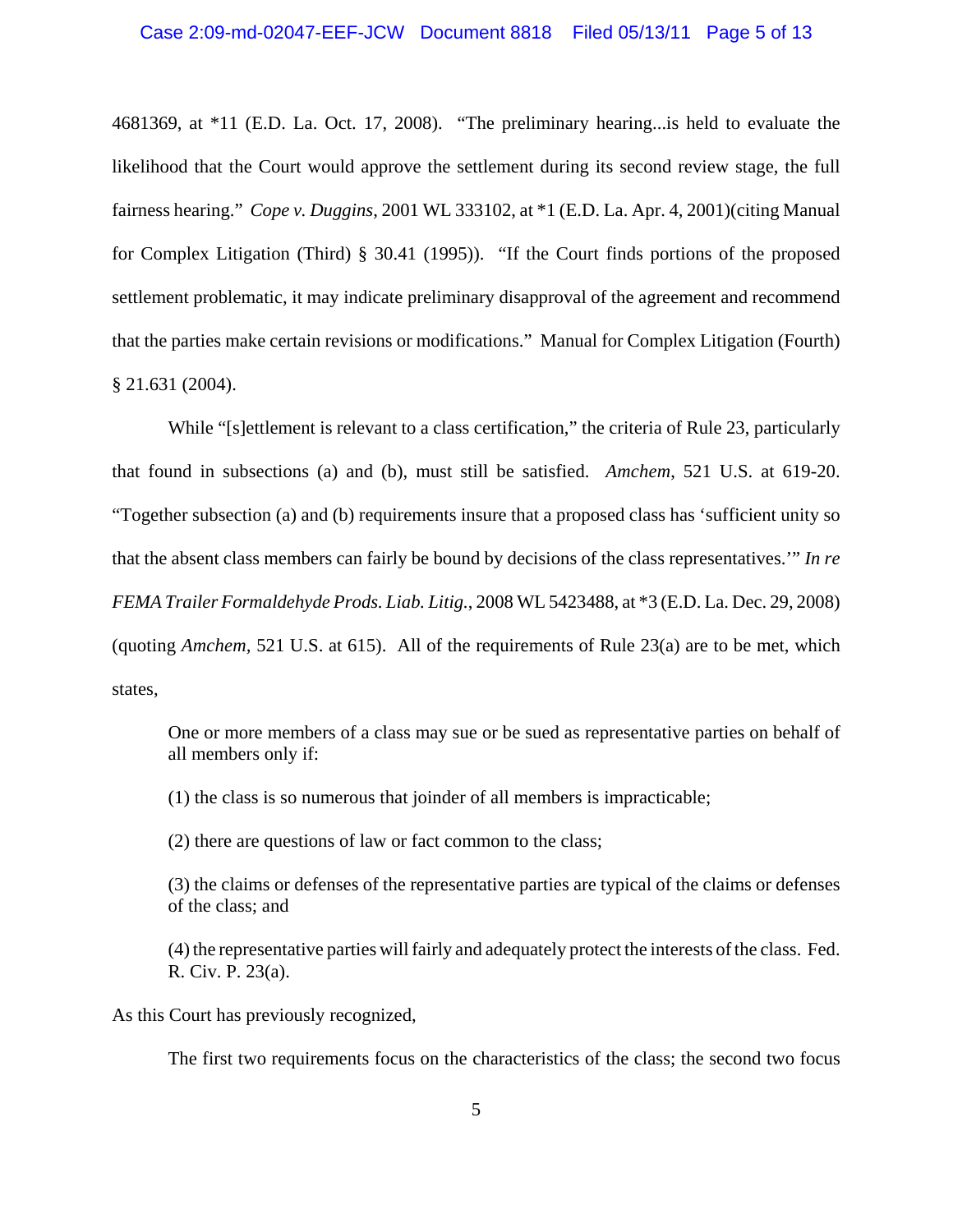4681369, at *11 (E.D. La. Oct. 17, 2008). "The preliminary hearing...is held to evaluate the likelihood that the Court would approve the settlement during its second review stage, the full fairness hearing." *Cope v. Duggins*, 2001 WL 333102, at *1 (E.D. La. Apr. 4, 2001)(citing Manual for Complex Litigation (Third) § 30.41 (1995)). "If the Court finds portions of the proposed settlement problematic, it may indicate preliminary disapproval of the agreement and recommend that the parties make certain revisions or modifications." Manual for Complex Litigation (Fourth) § 21.631 (2004).

While "[s]ettlement is relevant to a class certification," the criteria of Rule 23, particularly that found in subsections (a) and (b), must still be satisfied. *Amchem*, 521 U.S. at 619-20. "Together subsection (a) and (b) requirements insure that a proposed class has 'sufficient unity so that the absent class members can fairly be bound by decisions of the class representatives.'" *In re FEMA Trailer Formaldehyde Prods. Liab. Litig.*, 2008 WL 5423488, at *3 (E.D. La. Dec. 29, 2008) (quoting *Amchem*, 521 U.S. at 615). All of the requirements of Rule 23(a) are to be met, which states,

> One or more members of a class may sue or be sued as representative parties on behalf of all members only if:
>
> (1) the class is so numerous that joinder of all members is impracticable;
>
> (2) there are questions of law or fact common to the class;
>
> (3) the claims or defenses of the representative parties are typical of the claims or defenses of the class; and
>
> (4) the representative parties will fairly and adequately protect the interests of the class. Fed. R. Civ. P. 23(a).

As this Court has previously recognized,

> The first two requirements focus on the characteristics of the class; the second two focus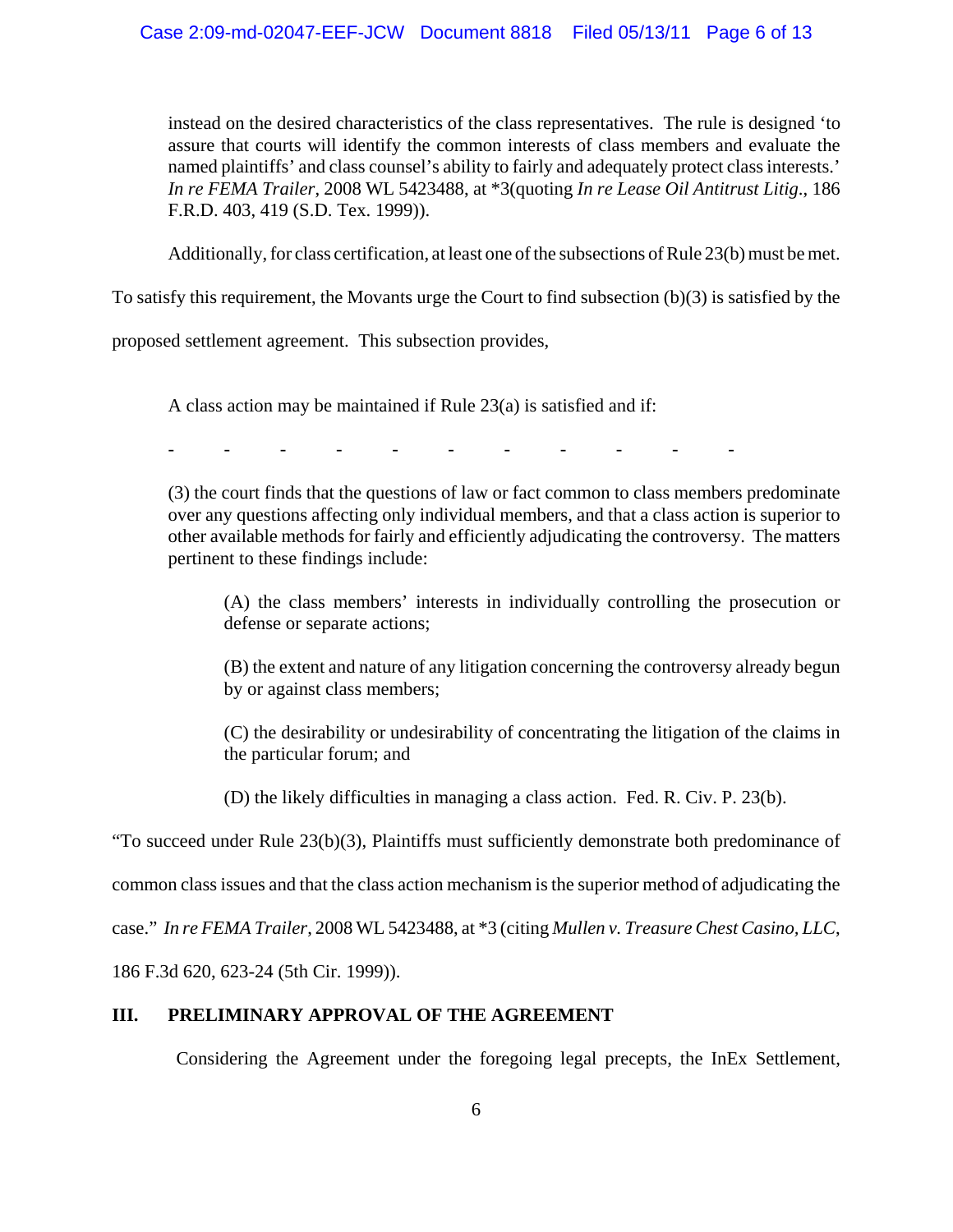instead on the desired characteristics of the class representatives. The rule is designed 'to assure that courts will identify the common interests of class members and evaluate the named plaintiffs' and class counsel's ability to fairly and adequately protect class interests.' *In re FEMA Trailer*, 2008 WL 5423488, at *3(quoting *In re Lease Oil Antitrust Litig*., 186 F.R.D. 403, 419 (S.D. Tex. 1999)).

Additionally, for class certification, at least one of the subsections of Rule 23(b) must be met. To satisfy this requirement, the Movants urge the Court to find subsection (b)(3) is satisfied by the proposed settlement agreement. This subsection provides,

> A class action may be maintained if Rule 23(a) is satisfied and if:
>
> \- - - - - - - - - - -
>
> (3) the court finds that the questions of law or fact common to class members predominate over any questions affecting only individual members, and that a class action is superior to other available methods for fairly and efficiently adjudicating the controversy. The matters pertinent to these findings include:
>
> > (A) the class members' interests in individually controlling the prosecution or defense or separate actions;
> >
> > (B) the extent and nature of any litigation concerning the controversy already begun by or against class members;
> >
> > (C) the desirability or undesirability of concentrating the litigation of the claims in the particular forum; and
> >
> > (D) the likely difficulties in managing a class action. Fed. R. Civ. P. 23(b).

"To succeed under Rule 23(b)(3), Plaintiffs must sufficiently demonstrate both predominance of common class issues and that the class action mechanism is the superior method of adjudicating the case." *In re FEMA Trailer*, 2008 WL 5423488, at *3 (citing *Mullen v. Treasure Chest Casino, LLC*, 186 F.3d 620, 623-24 (5th Cir. 1999)).

## III. PRELIMINARY APPROVAL OF THE AGREEMENT

Considering the Agreement under the foregoing legal precepts, the InEx Settlement,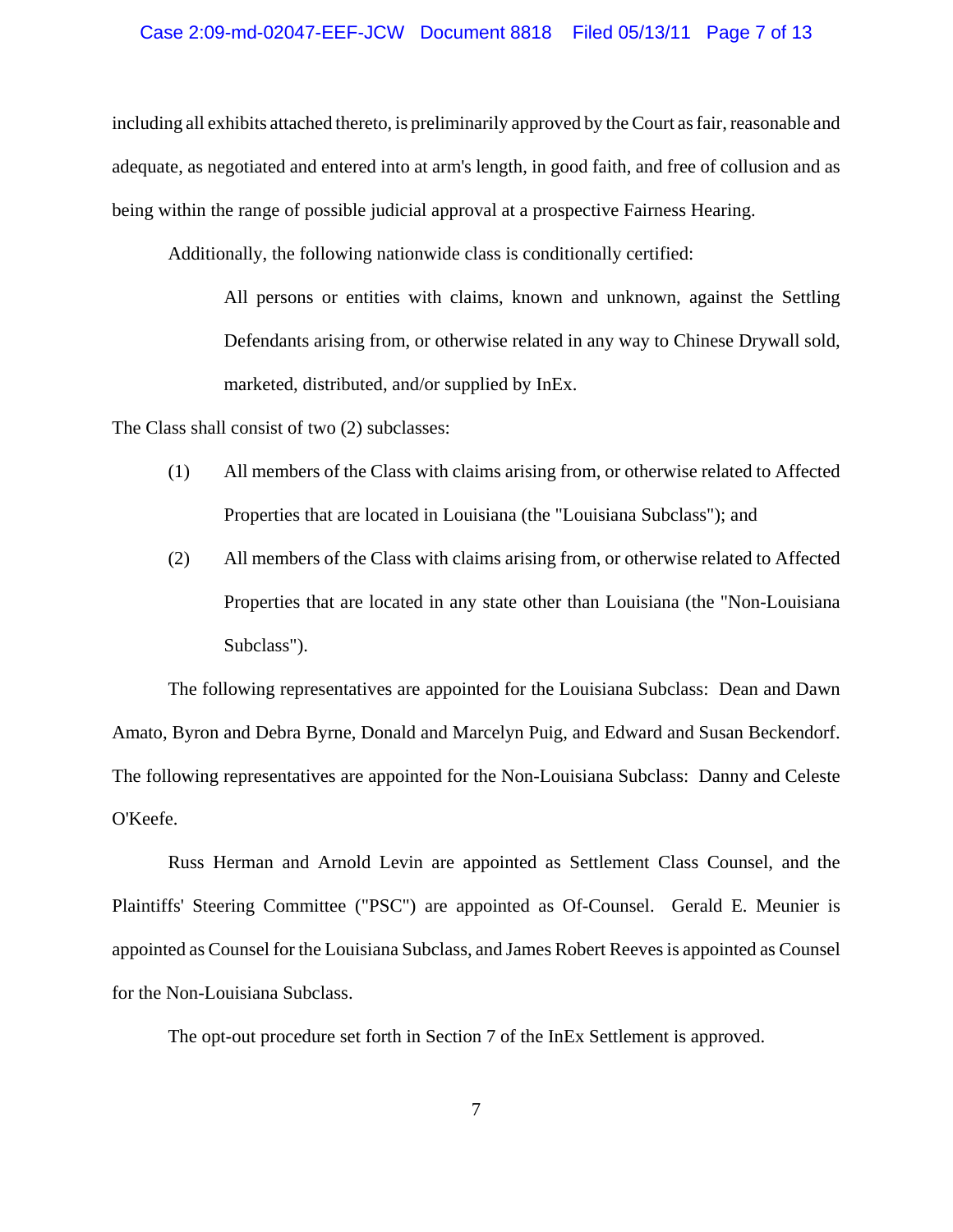including all exhibits attached thereto, is preliminarily approved by the Court as fair, reasonable and adequate, as negotiated and entered into at arm's length, in good faith, and free of collusion and as being within the range of possible judicial approval at a prospective Fairness Hearing.

Additionally, the following nationwide class is conditionally certified:

> All persons or entities with claims, known and unknown, against the Settling Defendants arising from, or otherwise related in any way to Chinese Drywall sold, marketed, distributed, and/or supplied by InEx.

The Class shall consist of two (2) subclasses:

(1) All members of the Class with claims arising from, or otherwise related to Affected Properties that are located in Louisiana (the "Louisiana Subclass"); and

(2) All members of the Class with claims arising from, or otherwise related to Affected Properties that are located in any state other than Louisiana (the "Non-Louisiana Subclass").

The following representatives are appointed for the Louisiana Subclass: Dean and Dawn Amato, Byron and Debra Byrne, Donald and Marcelyn Puig, and Edward and Susan Beckendorf. The following representatives are appointed for the Non-Louisiana Subclass: Danny and Celeste O'Keefe.

Russ Herman and Arnold Levin are appointed as Settlement Class Counsel, and the Plaintiffs' Steering Committee ("PSC") are appointed as Of-Counsel. Gerald E. Meunier is appointed as Counsel for the Louisiana Subclass, and James Robert Reeves is appointed as Counsel for the Non-Louisiana Subclass.

The opt-out procedure set forth in Section 7 of the InEx Settlement is approved.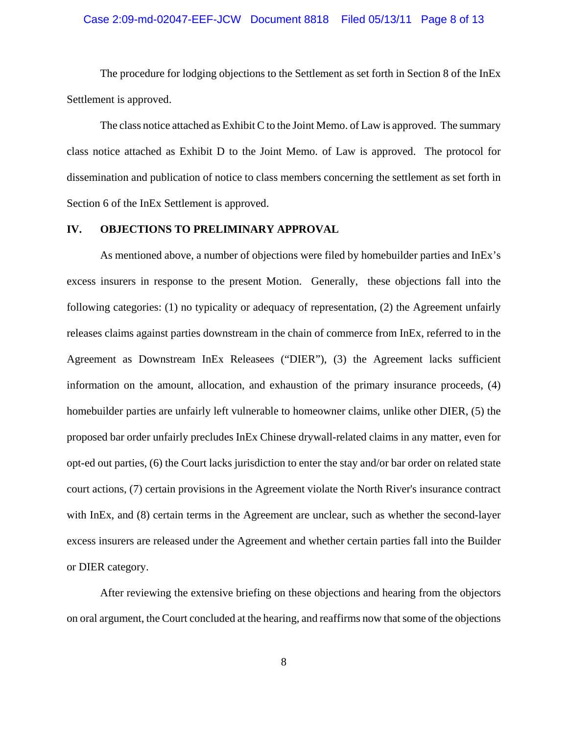The procedure for lodging objections to the Settlement as set forth in Section 8 of the InEx Settlement is approved.

The class notice attached as Exhibit C to the Joint Memo. of Law is approved. The summary class notice attached as Exhibit D to the Joint Memo. of Law is approved. The protocol for dissemination and publication of notice to class members concerning the settlement as set forth in Section 6 of the InEx Settlement is approved.

## IV. OBJECTIONS TO PRELIMINARY APPROVAL

As mentioned above, a number of objections were filed by homebuilder parties and InEx's excess insurers in response to the present Motion. Generally, these objections fall into the following categories: (1) no typicality or adequacy of representation, (2) the Agreement unfairly releases claims against parties downstream in the chain of commerce from InEx, referred to in the Agreement as Downstream InEx Releasees ("DIER"), (3) the Agreement lacks sufficient information on the amount, allocation, and exhaustion of the primary insurance proceeds, (4) homebuilder parties are unfairly left vulnerable to homeowner claims, unlike other DIER, (5) the proposed bar order unfairly precludes InEx Chinese drywall-related claims in any matter, even for opt-ed out parties, (6) the Court lacks jurisdiction to enter the stay and/or bar order on related state court actions, (7) certain provisions in the Agreement violate the North River's insurance contract with InEx, and (8) certain terms in the Agreement are unclear, such as whether the second-layer excess insurers are released under the Agreement and whether certain parties fall into the Builder or DIER category.

After reviewing the extensive briefing on these objections and hearing from the objectors on oral argument, the Court concluded at the hearing, and reaffirms now that some of the objections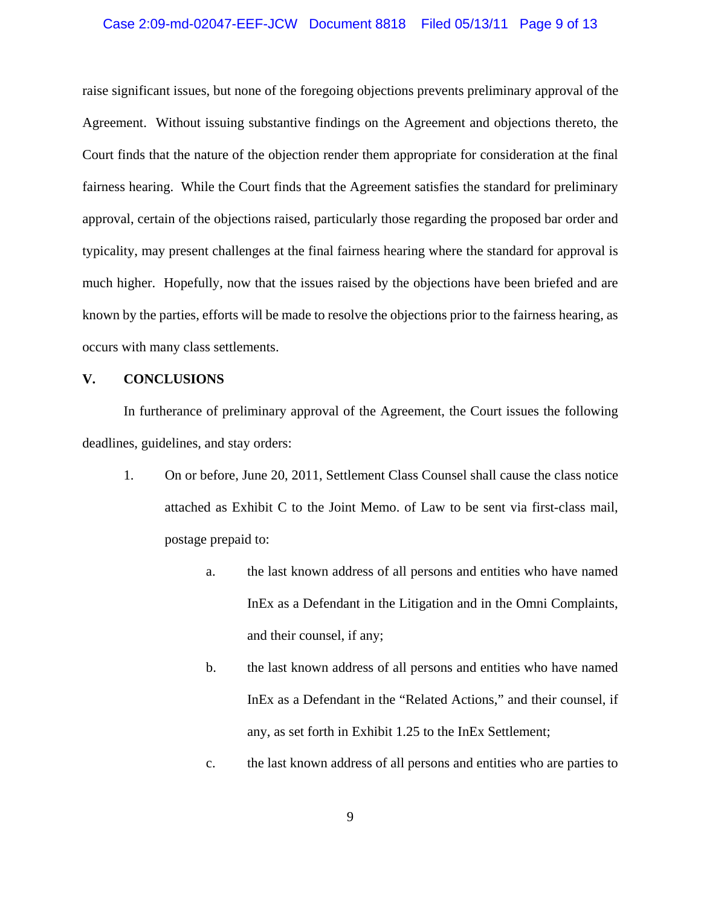raise significant issues, but none of the foregoing objections prevents preliminary approval of the Agreement. Without issuing substantive findings on the Agreement and objections thereto, the Court finds that the nature of the objection render them appropriate for consideration at the final fairness hearing. While the Court finds that the Agreement satisfies the standard for preliminary approval, certain of the objections raised, particularly those regarding the proposed bar order and typicality, may present challenges at the final fairness hearing where the standard for approval is much higher. Hopefully, now that the issues raised by the objections have been briefed and are known by the parties, efforts will be made to resolve the objections prior to the fairness hearing, as occurs with many class settlements.

## V. CONCLUSIONS

In furtherance of preliminary approval of the Agreement, the Court issues the following deadlines, guidelines, and stay orders:

1. On or before, June 20, 2011, Settlement Class Counsel shall cause the class notice attached as Exhibit C to the Joint Memo. of Law to be sent via first-class mail, postage prepaid to:

   a. the last known address of all persons and entities who have named InEx as a Defendant in the Litigation and in the Omni Complaints, and their counsel, if any;

   b. the last known address of all persons and entities who have named InEx as a Defendant in the "Related Actions," and their counsel, if any, as set forth in Exhibit 1.25 to the InEx Settlement;

   c. the last known address of all persons and entities who are parties to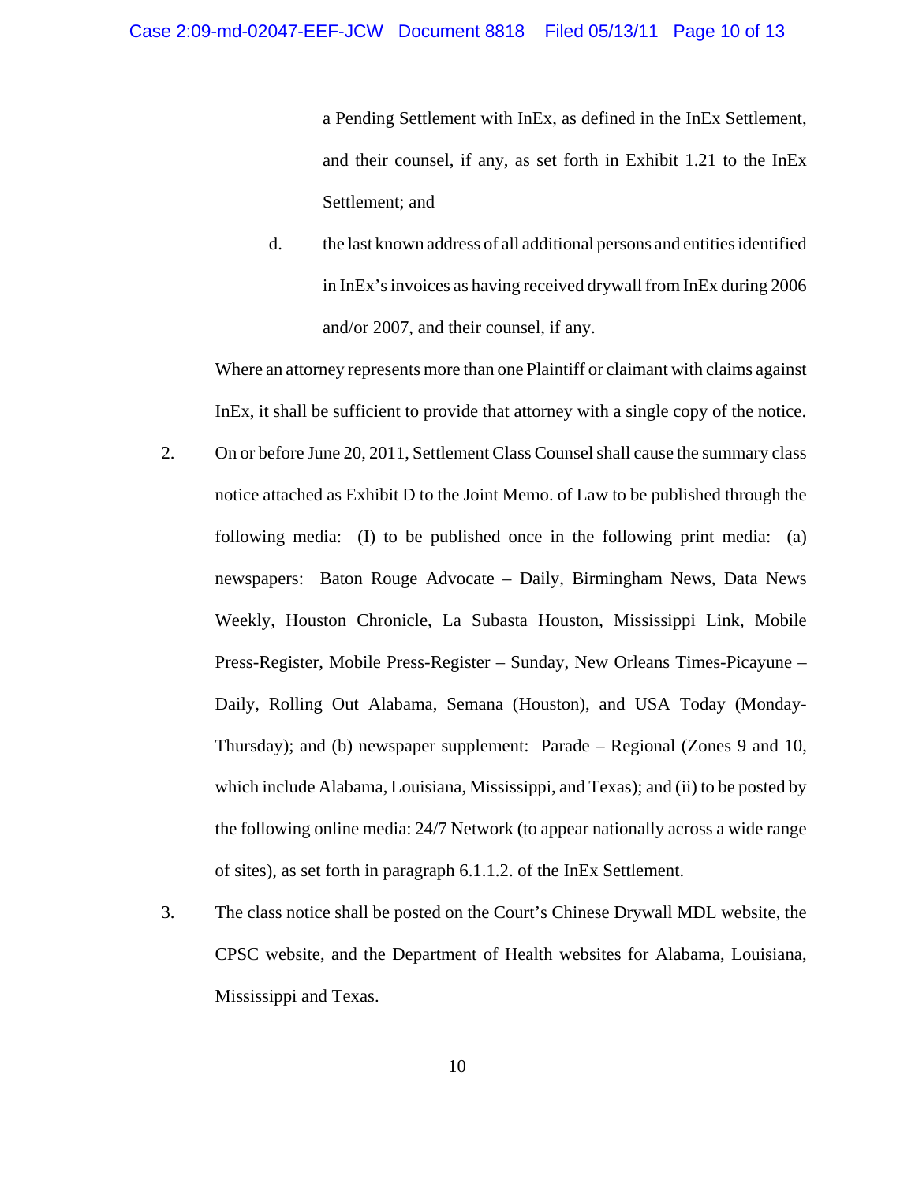a Pending Settlement with InEx, as defined in the InEx Settlement, and their counsel, if any, as set forth in Exhibit 1.21 to the InEx Settlement; and

d. the last known address of all additional persons and entities identified in InEx's invoices as having received drywall from InEx during 2006 and/or 2007, and their counsel, if any.

Where an attorney represents more than one Plaintiff or claimant with claims against InEx, it shall be sufficient to provide that attorney with a single copy of the notice.

2. On or before June 20, 2011, Settlement Class Counsel shall cause the summary class notice attached as Exhibit D to the Joint Memo. of Law to be published through the following media: (I) to be published once in the following print media: (a) newspapers: Baton Rouge Advocate – Daily, Birmingham News, Data News Weekly, Houston Chronicle, La Subasta Houston, Mississippi Link, Mobile Press-Register, Mobile Press-Register – Sunday, New Orleans Times-Picayune – Daily, Rolling Out Alabama, Semana (Houston), and USA Today (Monday-Thursday); and (b) newspaper supplement: Parade – Regional (Zones 9 and 10, which include Alabama, Louisiana, Mississippi, and Texas); and (ii) to be posted by the following online media: 24/7 Network (to appear nationally across a wide range of sites), as set forth in paragraph 6.1.1.2. of the InEx Settlement.

3. The class notice shall be posted on the Court's Chinese Drywall MDL website, the CPSC website, and the Department of Health websites for Alabama, Louisiana, Mississippi and Texas.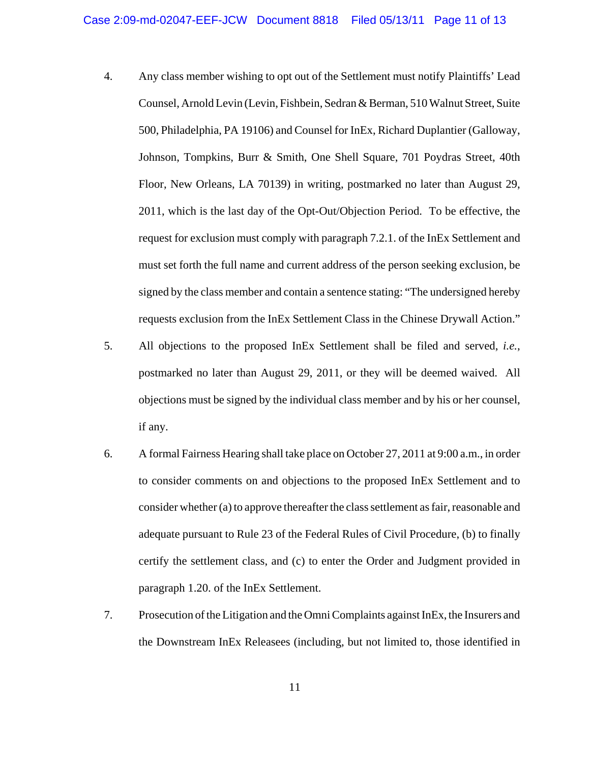4. Any class member wishing to opt out of the Settlement must notify Plaintiffs' Lead Counsel, Arnold Levin (Levin, Fishbein, Sedran & Berman, 510 Walnut Street, Suite 500, Philadelphia, PA 19106) and Counsel for InEx, Richard Duplantier (Galloway, Johnson, Tompkins, Burr & Smith, One Shell Square, 701 Poydras Street, 40th Floor, New Orleans, LA 70139) in writing, postmarked no later than August 29, 2011, which is the last day of the Opt-Out/Objection Period. To be effective, the request for exclusion must comply with paragraph 7.2.1. of the InEx Settlement and must set forth the full name and current address of the person seeking exclusion, be signed by the class member and contain a sentence stating: "The undersigned hereby requests exclusion from the InEx Settlement Class in the Chinese Drywall Action."

5. All objections to the proposed InEx Settlement shall be filed and served, *i.e.*, postmarked no later than August 29, 2011, or they will be deemed waived. All objections must be signed by the individual class member and by his or her counsel, if any.

6. A formal Fairness Hearing shall take place on October 27, 2011 at 9:00 a.m., in order to consider comments on and objections to the proposed InEx Settlement and to consider whether (a) to approve thereafter the class settlement as fair, reasonable and adequate pursuant to Rule 23 of the Federal Rules of Civil Procedure, (b) to finally certify the settlement class, and (c) to enter the Order and Judgment provided in paragraph 1.20. of the InEx Settlement.

7. Prosecution of the Litigation and the Omni Complaints against InEx, the Insurers and the Downstream InEx Releasees (including, but not limited to, those identified in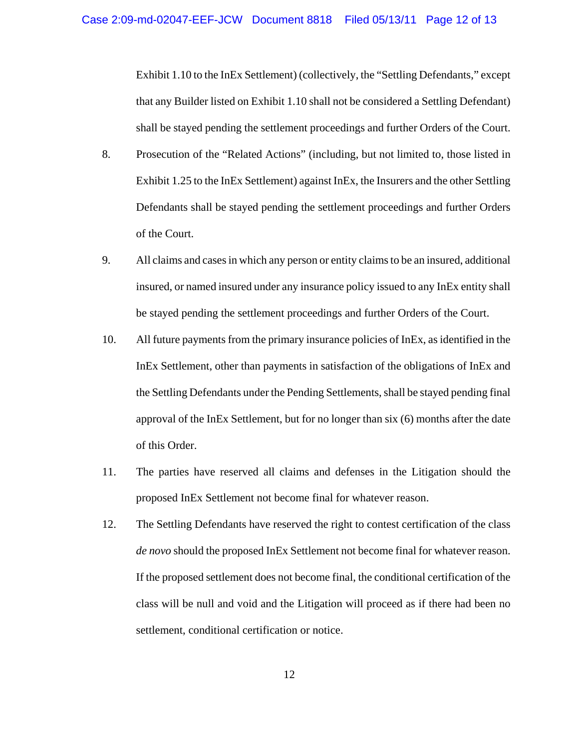Exhibit 1.10 to the InEx Settlement) (collectively, the "Settling Defendants," except that any Builder listed on Exhibit 1.10 shall not be considered a Settling Defendant) shall be stayed pending the settlement proceedings and further Orders of the Court.

8. Prosecution of the "Related Actions" (including, but not limited to, those listed in Exhibit 1.25 to the InEx Settlement) against InEx, the Insurers and the other Settling Defendants shall be stayed pending the settlement proceedings and further Orders of the Court.

9. All claims and cases in which any person or entity claims to be an insured, additional insured, or named insured under any insurance policy issued to any InEx entity shall be stayed pending the settlement proceedings and further Orders of the Court.

10. All future payments from the primary insurance policies of InEx, as identified in the InEx Settlement, other than payments in satisfaction of the obligations of InEx and the Settling Defendants under the Pending Settlements, shall be stayed pending final approval of the InEx Settlement, but for no longer than six (6) months after the date of this Order.

11. The parties have reserved all claims and defenses in the Litigation should the proposed InEx Settlement not become final for whatever reason.

12. The Settling Defendants have reserved the right to contest certification of the class *de novo* should the proposed InEx Settlement not become final for whatever reason. If the proposed settlement does not become final, the conditional certification of the class will be null and void and the Litigation will proceed as if there had been no settlement, conditional certification or notice.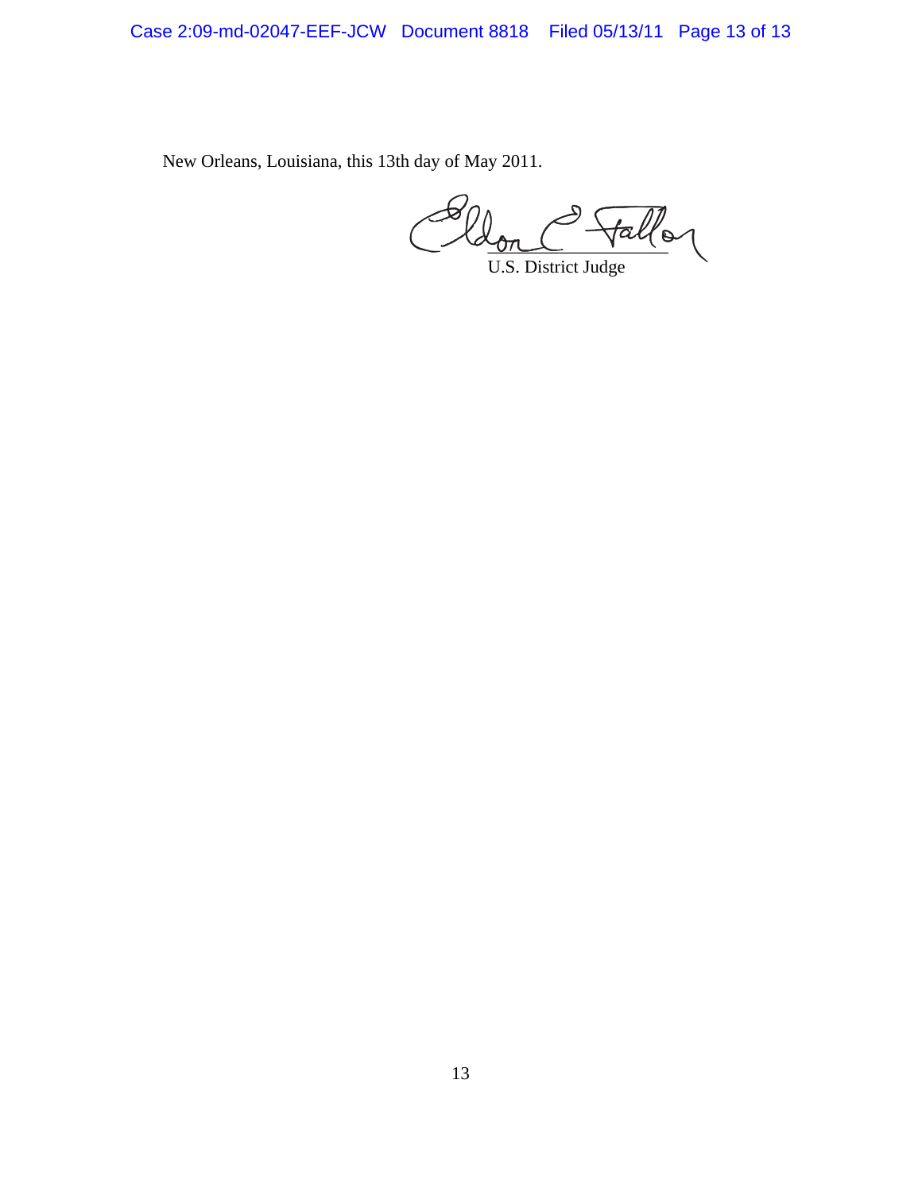New Orleans, Louisiana, this 13th day of May 2011.

U.S. District Judge